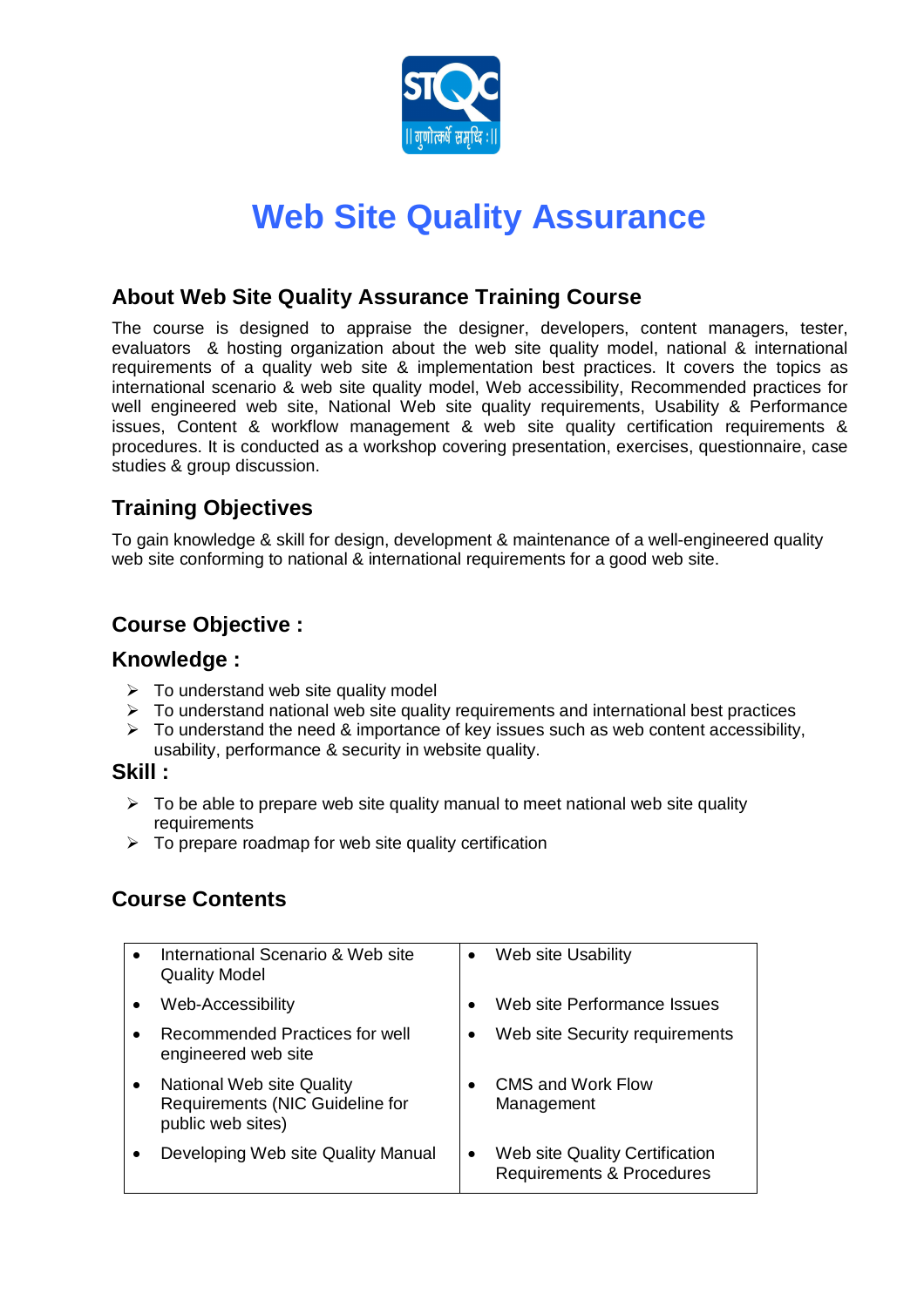# Web Site Quality Assurance

## About Web Site Quality Assurance Training Course

The course is designed to appraise the designer, developers, content managers, tester, evaluators & hosting organization about the web site quality model, national & international requirements of a quality web site & implementation best practices. It covers the topics as international scenario & web site quality model, Web accessibility, Recommended practices for well engineered web site, National Web site quality requirements, Usability & Performance issues, Content & workflow management & web site quality certification requirements & procedures. It is conducted as a workshop covering presentation, exercises, questionnaire, case studies & group discussion.

## Training Objectives

To gain knowledge & skill for design, development & maintenance of a well-engineered quality web site conforming to national & international requirements for a good web site.

## Course Objective :

### Knowledge :

- To understand web site quality model
- To understand national web site quality requirements and international best practices
- To understand the need & importance of key issues such as web content accessibility, usability, performance & security in website quality.

### Skill :

- To be able to prepare web site quality manual to meet national web site quality requirements
- To prepare roadmap for web site quality certification

## Course Contents

| | |
|---|---|
| • International Scenario & Web site Quality Model | • Web site Usability |
| • Web-Accessibility | • Web site Performance Issues |
| • Recommended Practices for well engineered web site | • Web site Security requirements |
| • National Web site Quality Requirements (NIC Guideline for public web sites) | • CMS and Work Flow Management |
| • Developing Web site Quality Manual | • Web site Quality Certification Requirements & Procedures |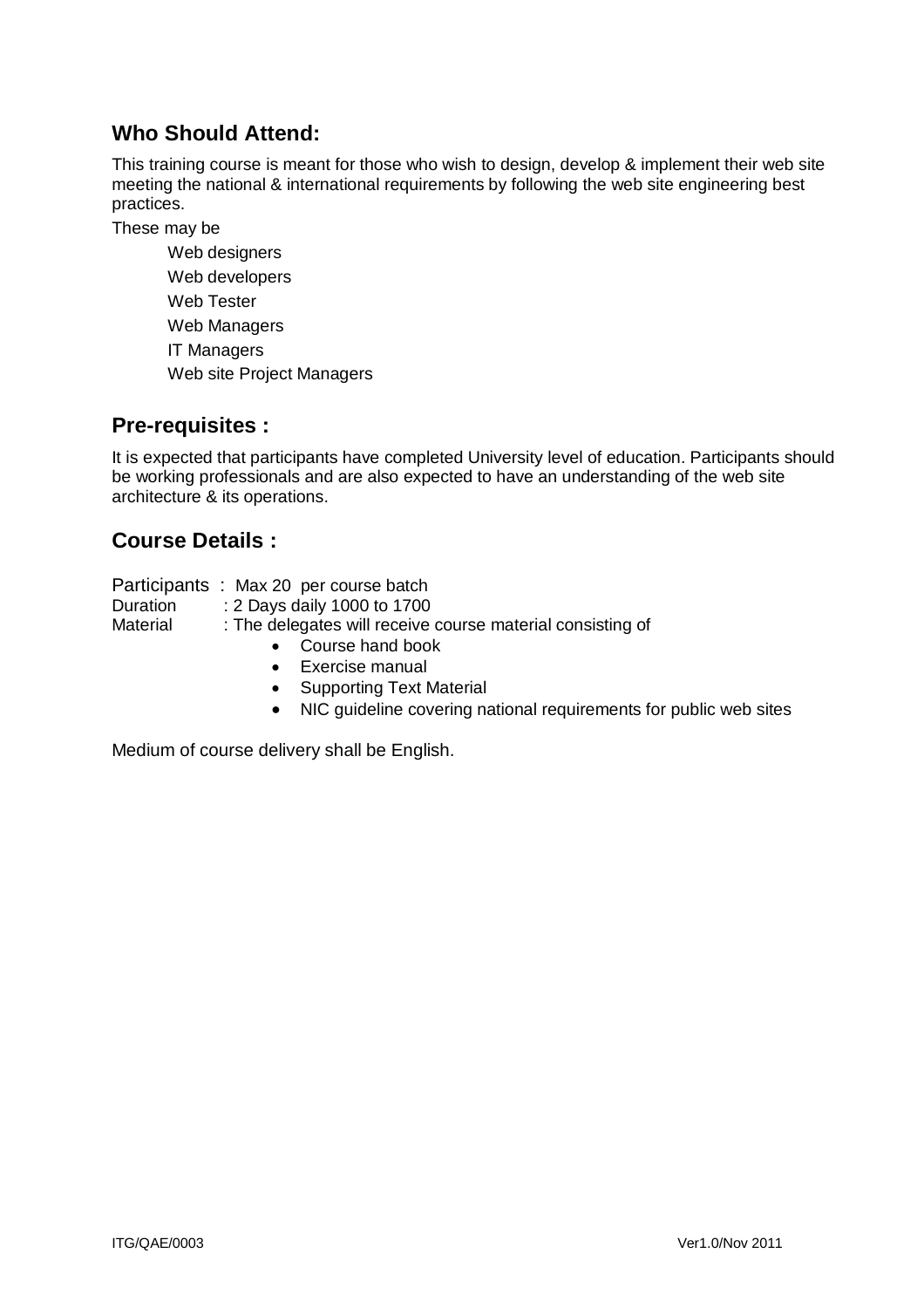## Who Should Attend:

This training course is meant for those who wish to design, develop & implement their web site meeting the national & international requirements by following the web site engineering best practices.

These may be

- Web designers
- Web developers
- Web Tester
- Web Managers
- IT Managers
- Web site Project Managers

## Pre-requisites :

It is expected that participants have completed University level of education. Participants should be working professionals and are also expected to have an understanding of the web site architecture & its operations.

## Course Details :

Participants : Max 20 per course batch
Duration : 2 Days daily 1000 to 1700
Material : The delegates will receive course material consisting of

- Course hand book
- Exercise manual
- Supporting Text Material
- NIC guideline covering national requirements for public web sites

Medium of course delivery shall be English.